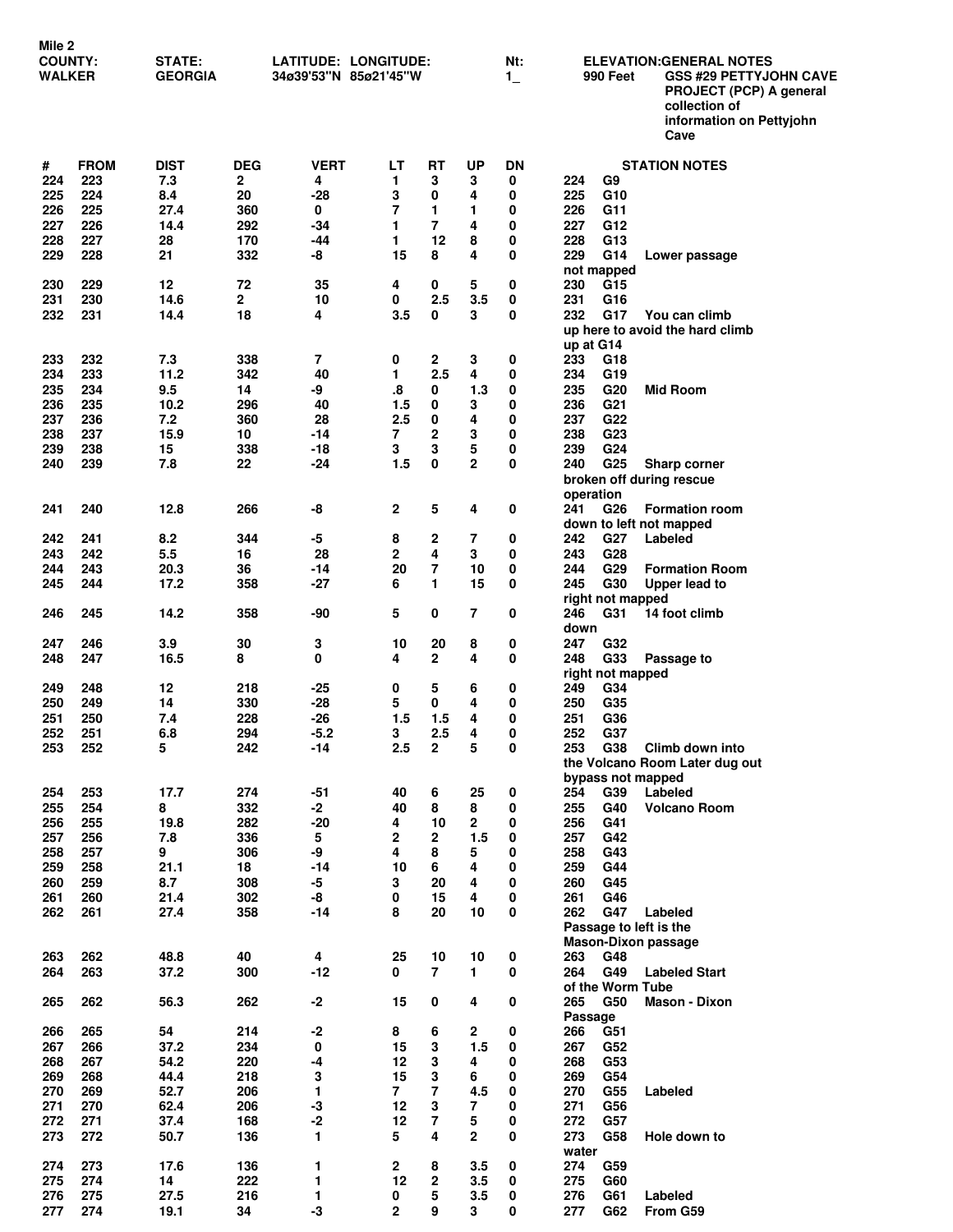**Mile 2**

| COUNTY: | STATE: | LATITUDE: LONGITUDE: | Nt: | ELEVATION: | GENERAL NOTES |
|---|---|---|---|---|---|
| WALKER | GEORGIA | 34ø39'53"N 85ø21'45"W | 1_ | 990 Feet | GSS #29 PETTYJOHN CAVE PROJECT (PCP) A general collection of information on Pettyjohn Cave |

| # | FROM | DIST | DEG | VERT | LT | RT | UP | DN | STATION NOTES |
|---|---|---|---|---|---|---|---|---|---|
| 224 | 223 | 7.3 | 2 | 4 | 1 | 3 | 3 | 0 | 224 G9 |
| 225 | 224 | 8.4 | 20 | -28 | 3 | 0 | 4 | 0 | 225 G10 |
| 226 | 225 | 27.4 | 360 | 0 | 7 | 1 | 1 | 0 | 226 G11 |
| 227 | 226 | 14.4 | 292 | -34 | 1 | 7 | 4 | 0 | 227 G12 |
| 228 | 227 | 28 | 170 | -44 | 1 | 12 | 8 | 0 | 228 G13 |
| 229 | 228 | 21 | 332 | -8 | 15 | 8 | 4 | 0 | 229 G14 Lower passage not mapped |
| 230 | 229 | 12 | 72 | 35 | 4 | 0 | 5 | 0 | 230 G15 |
| 231 | 230 | 14.6 | 2 | 10 | 0 | 2.5 | 3.5 | 0 | 231 G16 |
| 232 | 231 | 14.4 | 18 | 4 | 3.5 | 0 | 3 | 0 | 232 G17 You can climb up here to avoid the hard climb up at G14 |
| 233 | 232 | 7.3 | 338 | 7 | 0 | 2 | 3 | 0 | 233 G18 |
| 234 | 233 | 11.2 | 342 | 40 | 1 | 2.5 | 4 | 0 | 234 G19 |
| 235 | 234 | 9.5 | 14 | -9 | .8 | 0 | 1.3 | 0 | 235 G20 Mid Room |
| 236 | 235 | 10.2 | 296 | 40 | 1.5 | 0 | 3 | 0 | 236 G21 |
| 237 | 236 | 7.2 | 360 | 28 | 2.5 | 0 | 4 | 0 | 237 G22 |
| 238 | 237 | 15.9 | 10 | -14 | 7 | 2 | 3 | 0 | 238 G23 |
| 239 | 238 | 15 | 338 | -18 | 3 | 3 | 5 | 0 | 239 G24 |
| 240 | 239 | 7.8 | 22 | -24 | 1.5 | 0 | 2 | 0 | 240 G25 Sharp corner broken off during rescue operation |
| 241 | 240 | 12.8 | 266 | -8 | 2 | 5 | 4 | 0 | 241 G26 Formation room down to left not mapped |
| 242 | 241 | 8.2 | 344 | -5 | 8 | 2 | 7 | 0 | 242 G27 Labeled |
| 243 | 242 | 5.5 | 16 | 28 | 2 | 4 | 3 | 0 | 243 G28 |
| 244 | 243 | 20.3 | 36 | -14 | 20 | 7 | 10 | 0 | 244 G29 Formation Room |
| 245 | 244 | 17.2 | 358 | -27 | 6 | 1 | 15 | 0 | 245 G30 Upper lead to right not mapped |
| 246 | 245 | 14.2 | 358 | -90 | 5 | 0 | 7 | 0 | 246 G31 14 foot climb down |
| 247 | 246 | 3.9 | 30 | 3 | 10 | 20 | 8 | 0 | 247 G32 |
| 248 | 247 | 16.5 | 8 | 0 | 4 | 2 | 4 | 0 | 248 G33 Passage to right not mapped |
| 249 | 248 | 12 | 218 | -25 | 0 | 5 | 6 | 0 | 249 G34 |
| 250 | 249 | 14 | 330 | -28 | 5 | 0 | 4 | 0 | 250 G35 |
| 251 | 250 | 7.4 | 228 | -26 | 1.5 | 1.5 | 4 | 0 | 251 G36 |
| 252 | 251 | 6.8 | 294 | -5.2 | 3 | 2.5 | 4 | 0 | 252 G37 |
| 253 | 252 | 5 | 242 | -14 | 2.5 | 2 | 5 | 0 | 253 G38 Climb down into the Volcano Room Later dug out bypass not mapped |
| 254 | 253 | 17.7 | 274 | -51 | 40 | 6 | 25 | 0 | 254 G39 Labeled |
| 255 | 254 | 8 | 332 | -2 | 40 | 8 | 8 | 0 | 255 G40 Volcano Room |
| 256 | 255 | 19.8 | 282 | -20 | 4 | 10 | 2 | 0 | 256 G41 |
| 257 | 256 | 7.8 | 336 | 5 | 2 | 2 | 1.5 | 0 | 257 G42 |
| 258 | 257 | 9 | 306 | -9 | 4 | 8 | 5 | 0 | 258 G43 |
| 259 | 258 | 21.1 | 18 | -14 | 10 | 6 | 4 | 0 | 259 G44 |
| 260 | 259 | 8.7 | 308 | -5 | 3 | 20 | 4 | 0 | 260 G45 |
| 261 | 260 | 21.4 | 302 | -8 | 0 | 15 | 4 | 0 | 261 G46 |
| 262 | 261 | 27.4 | 358 | -14 | 8 | 20 | 10 | 0 | 262 G47 Labeled Passage to left is the Mason-Dixon passage |
| 263 | 262 | 48.8 | 40 | 4 | 25 | 10 | 10 | 0 | 263 G48 |
| 264 | 263 | 37.2 | 300 | -12 | 0 | 7 | 1 | 0 | 264 G49 Labeled Start of the Worm Tube |
| 265 | 262 | 56.3 | 262 | -2 | 15 | 0 | 4 | 0 | 265 G50 Mason - Dixon Passage |
| 266 | 265 | 54 | 214 | -2 | 8 | 6 | 2 | 0 | 266 G51 |
| 267 | 266 | 37.2 | 234 | 0 | 15 | 3 | 1.5 | 0 | 267 G52 |
| 268 | 267 | 54.2 | 220 | -4 | 12 | 3 | 4 | 0 | 268 G53 |
| 269 | 268 | 44.4 | 218 | 3 | 15 | 3 | 6 | 0 | 269 G54 |
| 270 | 269 | 52.7 | 206 | 1 | 7 | 7 | 4.5 | 0 | 270 G55 Labeled |
| 271 | 270 | 62.4 | 206 | -3 | 12 | 3 | 7 | 0 | 271 G56 |
| 272 | 271 | 37.4 | 168 | -2 | 12 | 7 | 5 | 0 | 272 G57 |
| 273 | 272 | 50.7 | 136 | 1 | 5 | 4 | 2 | 0 | 273 G58 Hole down to water |
| 274 | 273 | 17.6 | 136 | 1 | 2 | 8 | 3.5 | 0 | 274 G59 |
| 275 | 274 | 14 | 222 | 1 | 12 | 2 | 3.5 | 0 | 275 G60 |
| 276 | 275 | 27.5 | 216 | 1 | 0 | 5 | 3.5 | 0 | 276 G61 Labeled |
| 277 | 274 | 19.1 | 34 | -3 | 2 | 9 | 3 | 0 | 277 G62 From G59 |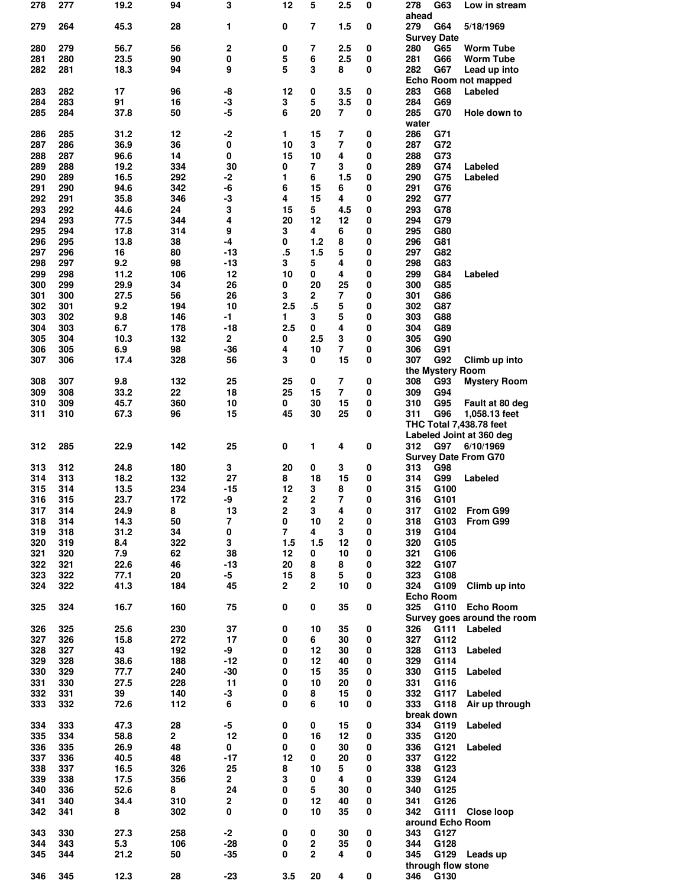| | | | | | | | | | | | |
|---|---|---|---|---|---|---|---|---|---|---|---|
| 278 | 277 | 19.2 | 94 | 3 | 12 | 5 | 2.5 | 0 | 278 | G63 | Low in stream ahead |
| 279 | 264 | 45.3 | 28 | 1 | 0 | 7 | 1.5 | 0 | 279 | G64 | 5/18/1969 Survey Date |
| 280 | 279 | 56.7 | 56 | 2 | 0 | 7 | 2.5 | 0 | 280 | G65 | Worm Tube |
| 281 | 280 | 23.5 | 90 | 0 | 5 | 6 | 2.5 | 0 | 281 | G66 | Worm Tube |
| 282 | 281 | 18.3 | 94 | 9 | 5 | 3 | 8 | 0 | 282 | G67 | Lead up into Echo Room not mapped |
| 283 | 282 | 17 | 96 | -8 | 12 | 0 | 3.5 | 0 | 283 | G68 | Labeled |
| 284 | 283 | 91 | 16 | -3 | 3 | 5 | 3.5 | 0 | 284 | G69 | |
| 285 | 284 | 37.8 | 50 | -5 | 6 | 20 | 7 | 0 | 285 | G70 | Hole down to water |
| 286 | 285 | 31.2 | 12 | -2 | 1 | 15 | 7 | 0 | 286 | G71 | |
| 287 | 286 | 36.9 | 36 | 0 | 10 | 3 | 7 | 0 | 287 | G72 | |
| 288 | 287 | 96.6 | 14 | 0 | 15 | 10 | 4 | 0 | 288 | G73 | |
| 289 | 288 | 19.2 | 334 | 30 | 0 | 7 | 3 | 0 | 289 | G74 | Labeled |
| 290 | 289 | 16.5 | 292 | -2 | 1 | 6 | 1.5 | 0 | 290 | G75 | Labeled |
| 291 | 290 | 94.6 | 342 | -6 | 6 | 15 | 6 | 0 | 291 | G76 | |
| 292 | 291 | 35.8 | 346 | -3 | 4 | 15 | 4 | 0 | 292 | G77 | |
| 293 | 292 | 44.6 | 24 | 3 | 15 | 5 | 4.5 | 0 | 293 | G78 | |
| 294 | 293 | 77.5 | 344 | 4 | 20 | 12 | 12 | 0 | 294 | G79 | |
| 295 | 294 | 17.8 | 314 | 9 | 3 | 4 | 6 | 0 | 295 | G80 | |
| 296 | 295 | 13.8 | 38 | -4 | 0 | 1.2 | 8 | 0 | 296 | G81 | |
| 297 | 296 | 16 | 80 | -13 | .5 | 1.5 | 5 | 0 | 297 | G82 | |
| 298 | 297 | 9.2 | 98 | -13 | 3 | 5 | 4 | 0 | 298 | G83 | |
| 299 | 298 | 11.2 | 106 | 12 | 10 | 0 | 4 | 0 | 299 | G84 | Labeled |
| 300 | 299 | 29.9 | 34 | 26 | 0 | 20 | 25 | 0 | 300 | G85 | |
| 301 | 300 | 27.5 | 56 | 26 | 3 | 2 | 7 | 0 | 301 | G86 | |
| 302 | 301 | 9.2 | 194 | 10 | 2.5 | .5 | 5 | 0 | 302 | G87 | |
| 303 | 302 | 9.8 | 146 | -1 | 1 | 3 | 5 | 0 | 303 | G88 | |
| 304 | 303 | 6.7 | 178 | -18 | 2.5 | 0 | 4 | 0 | 304 | G89 | |
| 305 | 304 | 10.3 | 132 | 2 | 0 | 2.5 | 3 | 0 | 305 | G90 | |
| 306 | 305 | 6.9 | 98 | -36 | 4 | 10 | 7 | 0 | 306 | G91 | |
| 307 | 306 | 17.4 | 328 | 56 | 3 | 0 | 15 | 0 | 307 | G92 | Climb up into the Mystery Room |
| 308 | 307 | 9.8 | 132 | 25 | 25 | 0 | 7 | 0 | 308 | G93 | Mystery Room |
| 309 | 308 | 33.2 | 22 | 18 | 25 | 15 | 7 | 0 | 309 | G94 | |
| 310 | 309 | 45.7 | 360 | 10 | 0 | 30 | 15 | 0 | 310 | G95 | Fault at 80 deg |
| 311 | 310 | 67.3 | 96 | 15 | 45 | 30 | 25 | 0 | 311 | G96 | 1,058.13 feet THC Total 7,438.78 feet Labeled Joint at 360 deg |
| 312 | 285 | 22.9 | 142 | 25 | 0 | 1 | 4 | 0 | 312 | G97 | 6/10/1969 Survey Date From G70 |
| 313 | 312 | 24.8 | 180 | 3 | 20 | 0 | 3 | 0 | 313 | G98 | |
| 314 | 313 | 18.2 | 132 | 27 | 8 | 18 | 15 | 0 | 314 | G99 | Labeled |
| 315 | 314 | 13.5 | 234 | -15 | 12 | 3 | 8 | 0 | 315 | G100 | |
| 316 | 315 | 23.7 | 172 | -9 | 2 | 2 | 7 | 0 | 316 | G101 | |
| 317 | 314 | 24.9 | 8 | 13 | 2 | 3 | 4 | 0 | 317 | G102 | From G99 |
| 318 | 314 | 14.3 | 50 | 7 | 0 | 10 | 2 | 0 | 318 | G103 | From G99 |
| 319 | 318 | 31.2 | 34 | 0 | 7 | 4 | 3 | 0 | 319 | G104 | |
| 320 | 319 | 8.4 | 322 | 3 | 1.5 | 1.5 | 12 | 0 | 320 | G105 | |
| 321 | 320 | 7.9 | 62 | 38 | 12 | 0 | 10 | 0 | 321 | G106 | |
| 322 | 321 | 22.6 | 46 | -13 | 20 | 8 | 8 | 0 | 322 | G107 | |
| 323 | 322 | 77.1 | 20 | -5 | 15 | 8 | 5 | 0 | 323 | G108 | |
| 324 | 322 | 41.3 | 184 | 45 | 2 | 2 | 10 | 0 | 324 | G109 | Climb up into Echo Room |
| 325 | 324 | 16.7 | 160 | 75 | 0 | 0 | 35 | 0 | 325 | G110 | Echo Room Survey goes around the room |
| 326 | 325 | 25.6 | 230 | 37 | 0 | 10 | 35 | 0 | 326 | G111 | Labeled |
| 327 | 326 | 15.8 | 272 | 17 | 0 | 6 | 30 | 0 | 327 | G112 | |
| 328 | 327 | 43 | 192 | -9 | 0 | 12 | 30 | 0 | 328 | G113 | Labeled |
| 329 | 328 | 38.6 | 188 | -12 | 0 | 12 | 40 | 0 | 329 | G114 | |
| 330 | 329 | 77.7 | 240 | -30 | 0 | 15 | 35 | 0 | 330 | G115 | Labeled |
| 331 | 330 | 27.5 | 228 | 11 | 0 | 10 | 20 | 0 | 331 | G116 | |
| 332 | 331 | 39 | 140 | -3 | 0 | 8 | 15 | 0 | 332 | G117 | Labeled |
| 333 | 332 | 72.6 | 112 | 6 | 0 | 6 | 10 | 0 | 333 | G118 | Air up through break down |
| 334 | 333 | 47.3 | 28 | -5 | 0 | 0 | 15 | 0 | 334 | G119 | Labeled |
| 335 | 334 | 58.8 | 2 | 12 | 0 | 16 | 12 | 0 | 335 | G120 | |
| 336 | 335 | 26.9 | 48 | 0 | 0 | 0 | 30 | 0 | 336 | G121 | Labeled |
| 337 | 336 | 40.5 | 48 | -17 | 12 | 0 | 20 | 0 | 337 | G122 | |
| 338 | 337 | 16.5 | 326 | 25 | 8 | 10 | 5 | 0 | 338 | G123 | |
| 339 | 338 | 17.5 | 356 | 2 | 3 | 0 | 4 | 0 | 339 | G124 | |
| 340 | 336 | 52.6 | 8 | 24 | 0 | 5 | 30 | 0 | 340 | G125 | |
| 341 | 340 | 34.4 | 310 | 2 | 0 | 12 | 40 | 0 | 341 | G126 | |
| 342 | 341 | 8 | 302 | 0 | 0 | 10 | 35 | 0 | 342 | G111 | Close loop around Echo Room |
| 343 | 330 | 27.3 | 258 | -2 | 0 | 0 | 30 | 0 | 343 | G127 | |
| 344 | 343 | 5.3 | 106 | -28 | 0 | 2 | 35 | 0 | 344 | G128 | |
| 345 | 344 | 21.2 | 50 | -35 | 0 | 2 | 4 | 0 | 345 | G129 | Leads up through flow stone |
| 346 | 345 | 12.3 | 28 | -23 | 3.5 | 20 | 4 | 0 | 346 | G130 | |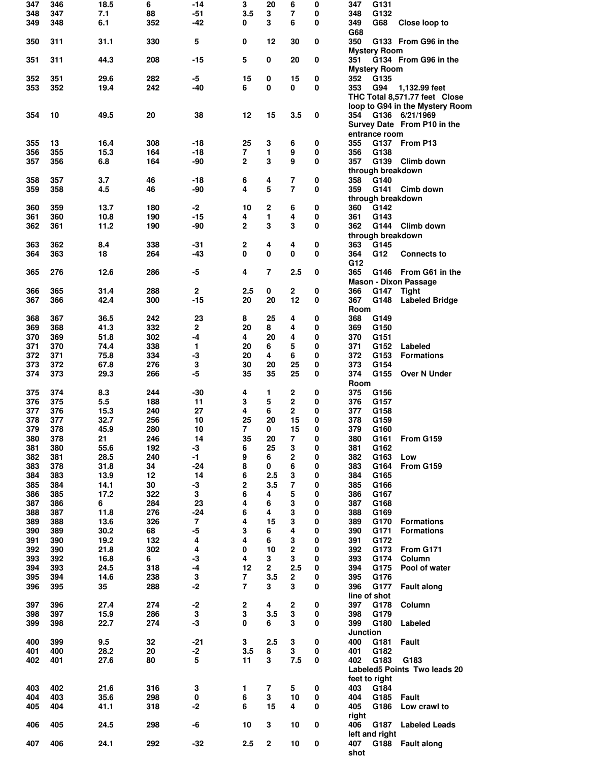| | | | | | | | | | |
|---|---|---|---|---|---|---|---|---|---|
| 347 | 346 | 18.5 | 6 | -14 | 3 | 20 | 6 | 0 | 347 G131 |
| 348 | 347 | 7.1 | 88 | -51 | 3.5 | 3 | 7 | 0 | 348 G132 |
| 349 | 348 | 6.1 | 352 | -42 | 0 | 3 | 6 | 0 | 349 G68 Close loop to G68 |
| 350 | 311 | 31.1 | 330 | 5 | 0 | 12 | 30 | 0 | 350 G133 From G96 in the Mystery Room |
| 351 | 311 | 44.3 | 208 | -15 | 5 | 0 | 20 | 0 | 351 G134 From G96 in the Mystery Room |
| 352 | 351 | 29.6 | 282 | -5 | 15 | 0 | 15 | 0 | 352 G135 |
| 353 | 352 | 19.4 | 242 | -40 | 6 | 0 | 0 | 0 | 353 G94 1,132.99 feet THC Total 8,571.77 feet Close loop to G94 in the Mystery Room |
| 354 | 10 | 49.5 | 20 | 38 | 12 | 15 | 3.5 | 0 | 354 G136 6/21/1969 Survey Date From P10 in the entrance room |
| 355 | 13 | 16.4 | 308 | -18 | 25 | 3 | 6 | 0 | 355 G137 From P13 |
| 356 | 355 | 15.3 | 164 | -18 | 7 | 1 | 9 | 0 | 356 G138 |
| 357 | 356 | 6.8 | 164 | -90 | 2 | 3 | 9 | 0 | 357 G139 Climb down through breakdown |
| 358 | 357 | 3.7 | 46 | -18 | 6 | 4 | 7 | 0 | 358 G140 |
| 359 | 358 | 4.5 | 46 | -90 | 4 | 5 | 7 | 0 | 359 G141 Cimb down through breakdown |
| 360 | 359 | 13.7 | 180 | -2 | 10 | 2 | 6 | 0 | 360 G142 |
| 361 | 360 | 10.8 | 190 | -15 | 4 | 1 | 4 | 0 | 361 G143 |
| 362 | 361 | 11.2 | 190 | -90 | 2 | 3 | 3 | 0 | 362 G144 Climb down through breakdown |
| 363 | 362 | 8.4 | 338 | -31 | 2 | 4 | 4 | 0 | 363 G145 |
| 364 | 363 | 18 | 264 | -43 | 0 | 0 | 0 | 0 | 364 G12 Connects to G12 |
| 365 | 276 | 12.6 | 286 | -5 | 4 | 7 | 2.5 | 0 | 365 G146 From G61 in the Mason - Dixon Passage |
| 366 | 365 | 31.4 | 288 | 2 | 2.5 | 0 | 2 | 0 | 366 G147 Tight |
| 367 | 366 | 42.4 | 300 | -15 | 20 | 20 | 12 | 0 | 367 G148 Labeled Bridge Room |
| 368 | 367 | 36.5 | 242 | 23 | 8 | 25 | 4 | 0 | 368 G149 |
| 369 | 368 | 41.3 | 332 | 2 | 20 | 8 | 4 | 0 | 369 G150 |
| 370 | 369 | 51.8 | 302 | -4 | 4 | 20 | 4 | 0 | 370 G151 |
| 371 | 370 | 74.4 | 338 | 1 | 20 | 6 | 5 | 0 | 371 G152 Labeled |
| 372 | 371 | 75.8 | 334 | -3 | 20 | 4 | 6 | 0 | 372 G153 Formations |
| 373 | 372 | 67.8 | 276 | 3 | 30 | 20 | 25 | 0 | 373 G154 |
| 374 | 373 | 29.3 | 266 | -5 | 35 | 35 | 25 | 0 | 374 G155 Over N Under Room |
| 375 | 374 | 8.3 | 244 | -30 | 4 | 1 | 2 | 0 | 375 G156 |
| 376 | 375 | 5.5 | 188 | 11 | 3 | 5 | 2 | 0 | 376 G157 |
| 377 | 376 | 15.3 | 240 | 27 | 4 | 6 | 2 | 0 | 377 G158 |
| 378 | 377 | 32.7 | 256 | 10 | 25 | 20 | 15 | 0 | 378 G159 |
| 379 | 378 | 45.9 | 280 | 10 | 7 | 0 | 15 | 0 | 379 G160 |
| 380 | 378 | 21 | 246 | 14 | 35 | 20 | 7 | 0 | 380 G161 From G159 |
| 381 | 380 | 55.6 | 192 | -3 | 6 | 25 | 3 | 0 | 381 G162 |
| 382 | 381 | 28.5 | 240 | -1 | 9 | 6 | 2 | 0 | 382 G163 Low |
| 383 | 378 | 31.8 | 34 | -24 | 8 | 0 | 6 | 0 | 383 G164 From G159 |
| 384 | 383 | 13.9 | 12 | 14 | 6 | 2.5 | 3 | 0 | 384 G165 |
| 385 | 384 | 14.1 | 30 | -3 | 2 | 3.5 | 7 | 0 | 385 G166 |
| 386 | 385 | 17.2 | 322 | 3 | 6 | 4 | 5 | 0 | 386 G167 |
| 387 | 386 | 6 | 284 | 23 | 4 | 6 | 3 | 0 | 387 G168 |
| 388 | 387 | 11.8 | 276 | -24 | 6 | 4 | 3 | 0 | 388 G169 |
| 389 | 388 | 13.6 | 326 | 7 | 4 | 15 | 3 | 0 | 389 G170 Formations |
| 390 | 389 | 30.2 | 68 | -5 | 3 | 6 | 4 | 0 | 390 G171 Formations |
| 391 | 390 | 19.2 | 132 | 4 | 4 | 6 | 3 | 0 | 391 G172 |
| 392 | 390 | 21.8 | 302 | 4 | 0 | 10 | 2 | 0 | 392 G173 From G171 |
| 393 | 392 | 16.8 | 6 | -3 | 4 | 3 | 3 | 0 | 393 G174 Column |
| 394 | 393 | 24.5 | 318 | -4 | 12 | 2 | 2.5 | 0 | 394 G175 Pool of water |
| 395 | 394 | 14.6 | 238 | 3 | 7 | 3.5 | 2 | 0 | 395 G176 |
| 396 | 395 | 35 | 288 | -2 | 7 | 3 | 3 | 0 | 396 G177 Fault along line of shot |
| 397 | 396 | 27.4 | 274 | -2 | 2 | 4 | 2 | 0 | 397 G178 Column |
| 398 | 397 | 15.9 | 286 | 3 | 3 | 3.5 | 3 | 0 | 398 G179 |
| 399 | 398 | 22.7 | 274 | -3 | 0 | 6 | 3 | 0 | 399 G180 Labeled Junction |
| 400 | 399 | 9.5 | 32 | -21 | 3 | 2.5 | 3 | 0 | 400 G181 Fault |
| 401 | 400 | 28.2 | 20 | -2 | 3.5 | 8 | 3 | 0 | 401 G182 |
| 402 | 401 | 27.6 | 80 | 5 | 11 | 3 | 7.5 | 0 | 402 G183 G183 Labeled5 Points Two leads 20 feet to right |
| 403 | 402 | 21.6 | 316 | 3 | 1 | 7 | 5 | 0 | 403 G184 |
| 404 | 403 | 35.6 | 298 | 0 | 6 | 3 | 10 | 0 | 404 G185 Fault |
| 405 | 404 | 41.1 | 318 | -2 | 6 | 15 | 4 | 0 | 405 G186 Low crawl to right |
| 406 | 405 | 24.5 | 298 | -6 | 10 | 3 | 10 | 0 | 406 G187 Labeled Leads left and right |
| 407 | 406 | 24.1 | 292 | -32 | 2.5 | 2 | 10 | 0 | 407 G188 Fault along shot |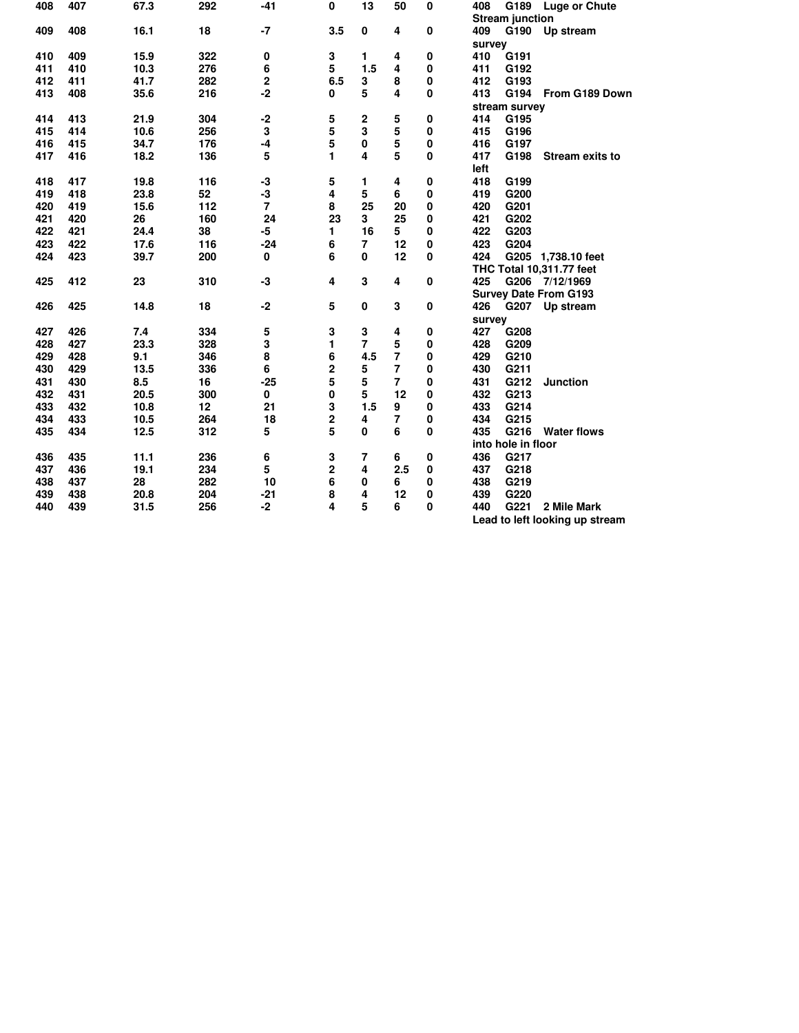| | | | | | | | | | |
|---|---|---|---|---|---|---|---|---|---|
| 408 | 407 | 67.3 | 292 | -41 | 0 | 13 | 50 | 0 | 408 G189 Luge or Chute Stream junction |
| 409 | 408 | 16.1 | 18 | -7 | 3.5 | 0 | 4 | 0 | 409 G190 Up stream survey |
| 410 | 409 | 15.9 | 322 | 0 | 3 | 1 | 4 | 0 | 410 G191 |
| 411 | 410 | 10.3 | 276 | 6 | 5 | 1.5 | 4 | 0 | 411 G192 |
| 412 | 411 | 41.7 | 282 | 2 | 6.5 | 3 | 8 | 0 | 412 G193 |
| 413 | 408 | 35.6 | 216 | -2 | 0 | 5 | 4 | 0 | 413 G194 From G189 Down stream survey |
| 414 | 413 | 21.9 | 304 | -2 | 5 | 2 | 5 | 0 | 414 G195 |
| 415 | 414 | 10.6 | 256 | 3 | 5 | 3 | 5 | 0 | 415 G196 |
| 416 | 415 | 34.7 | 176 | -4 | 5 | 0 | 5 | 0 | 416 G197 |
| 417 | 416 | 18.2 | 136 | 5 | 1 | 4 | 5 | 0 | 417 G198 Stream exits to left |
| 418 | 417 | 19.8 | 116 | -3 | 5 | 1 | 4 | 0 | 418 G199 |
| 419 | 418 | 23.8 | 52 | -3 | 4 | 5 | 6 | 0 | 419 G200 |
| 420 | 419 | 15.6 | 112 | 7 | 8 | 25 | 20 | 0 | 420 G201 |
| 421 | 420 | 26 | 160 | 24 | 23 | 3 | 25 | 0 | 421 G202 |
| 422 | 421 | 24.4 | 38 | -5 | 1 | 16 | 5 | 0 | 422 G203 |
| 423 | 422 | 17.6 | 116 | -24 | 6 | 7 | 12 | 0 | 423 G204 |
| 424 | 423 | 39.7 | 200 | 0 | 6 | 0 | 12 | 0 | 424 G205 1,738.10 feet THC Total 10,311.77 feet |
| 425 | 412 | 23 | 310 | -3 | 4 | 3 | 4 | 0 | 425 G206 7/12/1969 Survey Date From G193 |
| 426 | 425 | 14.8 | 18 | -2 | 5 | 0 | 3 | 0 | 426 G207 Up stream survey |
| 427 | 426 | 7.4 | 334 | 5 | 3 | 3 | 4 | 0 | 427 G208 |
| 428 | 427 | 23.3 | 328 | 3 | 1 | 7 | 5 | 0 | 428 G209 |
| 429 | 428 | 9.1 | 346 | 8 | 6 | 4.5 | 7 | 0 | 429 G210 |
| 430 | 429 | 13.5 | 336 | 6 | 2 | 5 | 7 | 0 | 430 G211 |
| 431 | 430 | 8.5 | 16 | -25 | 5 | 5 | 7 | 0 | 431 G212 Junction |
| 432 | 431 | 20.5 | 300 | 0 | 0 | 5 | 12 | 0 | 432 G213 |
| 433 | 432 | 10.8 | 12 | 21 | 3 | 1.5 | 9 | 0 | 433 G214 |
| 434 | 433 | 10.5 | 264 | 18 | 2 | 4 | 7 | 0 | 434 G215 |
| 435 | 434 | 12.5 | 312 | 5 | 5 | 0 | 6 | 0 | 435 G216 Water flows into hole in floor |
| 436 | 435 | 11.1 | 236 | 6 | 3 | 7 | 6 | 0 | 436 G217 |
| 437 | 436 | 19.1 | 234 | 5 | 2 | 4 | 2.5 | 0 | 437 G218 |
| 438 | 437 | 28 | 282 | 10 | 6 | 0 | 6 | 0 | 438 G219 |
| 439 | 438 | 20.8 | 204 | -21 | 8 | 4 | 12 | 0 | 439 G220 |
| 440 | 439 | 31.5 | 256 | -2 | 4 | 5 | 6 | 0 | 440 G221 2 Mile Mark Lead to left looking up stream |